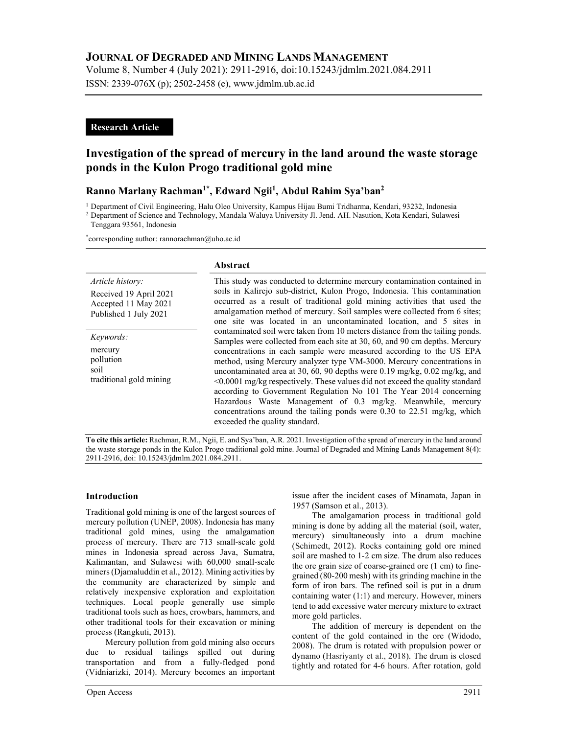**Research Article**

# Investigation of the spread of mercury in the land around the waste storage ponds in the Kulon Progo traditional gold mine

**Ranno Marlany Rachman[1*], Edward Ngii[1], Abdul Rahim Sya'ban[2]**

[1] Department of Civil Engineering, Halu Oleo University, Kampus Hijau Bumi Tridharma, Kendari, 93232, Indonesia
[2] Department of Science and Technology, Mandala Waluya University Jl. Jend. AH. Nasution, Kota Kendari, Sulawesi Tenggara 93561, Indonesia

[*]corresponding author: rannorachman@uho.ac.id

*Article history:*
Received 19 April 2021
Accepted 11 May 2021
Published 1 July 2021

*Keywords:*
mercury
pollution
soil
traditional gold mining

## Abstract

This study was conducted to determine mercury contamination contained in soils in Kalirejo sub-district, Kulon Progo, Indonesia. This contamination occurred as a result of traditional gold mining activities that used the amalgamation method of mercury. Soil samples were collected from 6 sites; one site was located in an uncontaminated location, and 5 sites in contaminated soil were taken from 10 meters distance from the tailing ponds. Samples were collected from each site at 30, 60, and 90 cm depths. Mercury concentrations in each sample were measured according to the US EPA method, using Mercury analyzer type VM-3000. Mercury concentrations in uncontaminated area at 30, 60, 90 depths were 0.19 mg/kg, 0.02 mg/kg, and <0.0001 mg/kg respectively. These values did not exceed the quality standard according to Government Regulation No 101 The Year 2014 concerning Hazardous Waste Management of 0.3 mg/kg. Meanwhile, mercury concentrations around the tailing ponds were 0.30 to 22.51 mg/kg, which exceeded the quality standard.

**To cite this article:** Rachman, R.M., Ngii, E. and Sya'ban, A.R. 2021. Investigation of the spread of mercury in the land around the waste storage ponds in the Kulon Progo traditional gold mine. Journal of Degraded and Mining Lands Management 8(4): 2911-2916, doi: 10.15243/jdmlm.2021.084.2911.

## Introduction

Traditional gold mining is one of the largest sources of mercury pollution (UNEP, 2008). Indonesia has many traditional gold mines, using the amalgamation process of mercury. There are 713 small-scale gold mines in Indonesia spread across Java, Sumatra, Kalimantan, and Sulawesi with 60,000 small-scale miners (Djamaluddin et al., 2012). Mining activities by the community are characterized by simple and relatively inexpensive exploration and exploitation techniques. Local people generally use simple traditional tools such as hoes, crowbars, hammers, and other traditional tools for their excavation or mining process (Rangkuti, 2013).

Mercury pollution from gold mining also occurs due to residual tailings spilled out during transportation and from a fully-fledged pond (Vidniarizki, 2014). Mercury becomes an important issue after the incident cases of Minamata, Japan in 1957 (Samson et al., 2013).

The amalgamation process in traditional gold mining is done by adding all the material (soil, water, mercury) simultaneously into a drum machine (Schimedt, 2012). Rocks containing gold ore mined soil are mashed to 1-2 cm size. The drum also reduces the ore grain size of coarse-grained ore (1 cm) to fine-grained (80-200 mesh) with its grinding machine in the form of iron bars. The refined soil is put in a drum containing water (1:1) and mercury. However, miners tend to add excessive water mercury mixture to extract more gold particles.

The addition of mercury is dependent on the content of the gold contained in the ore (Widodo, 2008). The drum is rotated with propulsion power or dynamo (Hasriyanty et al., 2018). The drum is closed tightly and rotated for 4-6 hours. After rotation, gold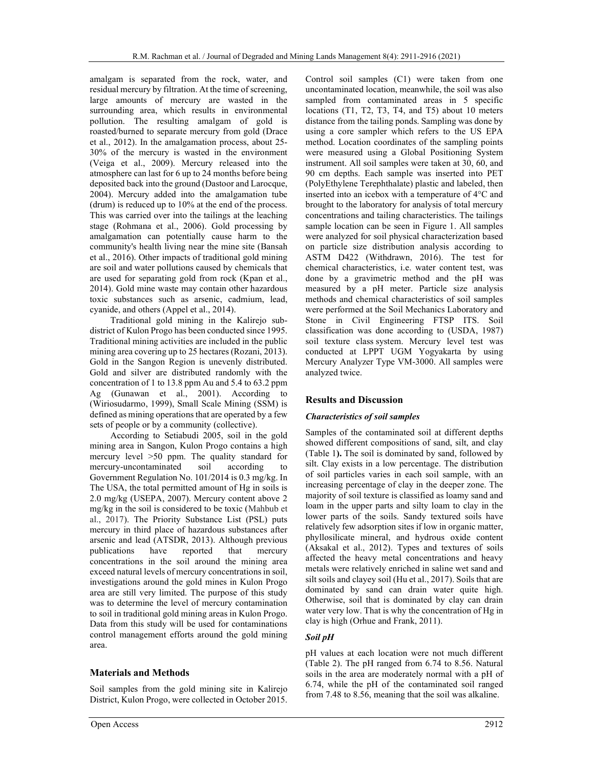amalgam is separated from the rock, water, and residual mercury by filtration. At the time of screening, large amounts of mercury are wasted in the surrounding area, which results in environmental pollution. The resulting amalgam of gold is roasted/burned to separate mercury from gold (Drace et al., 2012). In the amalgamation process, about 25-30% of the mercury is wasted in the environment (Veiga et al., 2009). Mercury released into the atmosphere can last for 6 up to 24 months before being deposited back into the ground (Dastoor and Larocque, 2004). Mercury added into the amalgamation tube (drum) is reduced up to 10% at the end of the process. This was carried over into the tailings at the leaching stage (Rohmana et al., 2006). Gold processing by amalgamation can potentially cause harm to the community's health living near the mine site (Bansah et al., 2016). Other impacts of traditional gold mining are soil and water pollutions caused by chemicals that are used for separating gold from rock (Kpan et al., 2014). Gold mine waste may contain other hazardous toxic substances such as arsenic, cadmium, lead, cyanide, and others (Appel et al., 2014).

Traditional gold mining in the Kalirejo sub-district of Kulon Progo has been conducted since 1995. Traditional mining activities are included in the public mining area covering up to 25 hectares (Rozani, 2013). Gold in the Sangon Region is unevenly distributed. Gold and silver are distributed randomly with the concentration of 1 to 13.8 ppm Au and 5.4 to 63.2 ppm Ag (Gunawan et al., 2001). According to (Wiriosudarmo, 1999), Small Scale Mining (SSM) is defined as mining operations that are operated by a few sets of people or by a community (collective).

According to Setiabudi 2005, soil in the gold mining area in Sangon, Kulon Progo contains a high mercury level >50 ppm. The quality standard for mercury-uncontaminated soil according to Government Regulation No. 101/2014 is 0.3 mg/kg. In The USA, the total permitted amount of Hg in soils is 2.0 mg/kg (USEPA, 2007). Mercury content above 2 mg/kg in the soil is considered to be toxic (Mahbub et al., 2017). The Priority Substance List (PSL) puts mercury in third place of hazardous substances after arsenic and lead (ATSDR, 2013). Although previous publications have reported that mercury concentrations in the soil around the mining area exceed natural levels of mercury concentrations in soil, investigations around the gold mines in Kulon Progo area are still very limited. The purpose of this study was to determine the level of mercury contamination to soil in traditional gold mining areas in Kulon Progo. Data from this study will be used for contaminations control management efforts around the gold mining area.

## Materials and Methods

Soil samples from the gold mining site in Kalirejo District, Kulon Progo, were collected in October 2015. Control soil samples (C1) were taken from one uncontaminated location, meanwhile, the soil was also sampled from contaminated areas in 5 specific locations (T1, T2, T3, T4, and T5) about 10 meters distance from the tailing ponds. Sampling was done by using a core sampler which refers to the US EPA method. Location coordinates of the sampling points were measured using a Global Positioning System instrument. All soil samples were taken at 30, 60, and 90 cm depths. Each sample was inserted into PET (PolyEthylene Terephthalate) plastic and labeled, then inserted into an icebox with a temperature of 4°C and brought to the laboratory for analysis of total mercury concentrations and tailing characteristics. The tailings sample location can be seen in Figure 1. All samples were analyzed for soil physical characterization based on particle size distribution analysis according to ASTM D422 (Withdrawn, 2016). The test for chemical characteristics, i.e. water content test, was done by a gravimetric method and the pH was measured by a pH meter. Particle size analysis methods and chemical characteristics of soil samples were performed at the Soil Mechanics Laboratory and Stone in Civil Engineering FTSP ITS. Soil classification was done according to (USDA, 1987) soil texture class system. Mercury level test was conducted at LPPT UGM Yogyakarta by using Mercury Analyzer Type VM-3000. All samples were analyzed twice.

## Results and Discussion

### *Characteristics of soil samples*

Samples of the contaminated soil at different depths showed different compositions of sand, silt, and clay (Table 1**).** The soil is dominated by sand, followed by silt. Clay exists in a low percentage. The distribution of soil particles varies in each soil sample, with an increasing percentage of clay in the deeper zone. The majority of soil texture is classified as loamy sand and loam in the upper parts and silty loam to clay in the lower parts of the soils. Sandy textured soils have relatively few adsorption sites if low in organic matter, phyllosilicate mineral, and hydrous oxide content (Aksakal et al., 2012). Types and textures of soils affected the heavy metal concentrations and heavy metals were relatively enriched in saline wet sand and silt soils and clayey soil (Hu et al., 2017). Soils that are dominated by sand can drain water quite high. Otherwise, soil that is dominated by clay can drain water very low. That is why the concentration of Hg in clay is high (Orhue and Frank, 2011).

### *Soil pH*

pH values at each location were not much different (Table 2). The pH ranged from 6.74 to 8.56. Natural soils in the area are moderately normal with a pH of 6.74, while the pH of the contaminated soil ranged from 7.48 to 8.56, meaning that the soil was alkaline.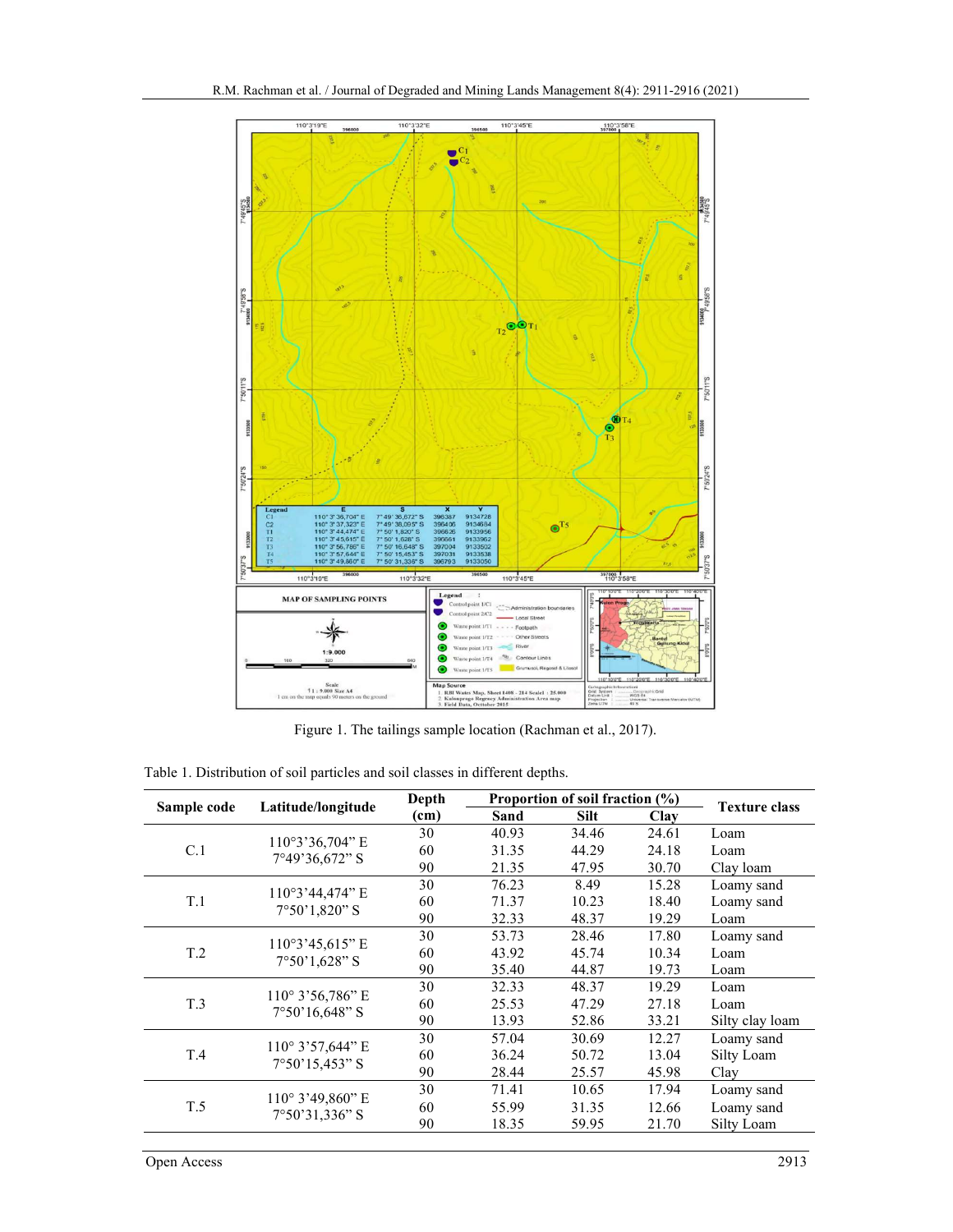Figure 1. The tailings sample location (Rachman et al., 2017).

Table 1. Distribution of soil particles and soil classes in different depths.

| Sample code | Latitude/longitude | Depth (cm) | Proportion of soil fraction (%) | | | Texture class |
|---|---|---|---|---|---|---|
| | | | Sand | Silt | Clay | |
| C.1 | 110°3'36,704" E 7°49'36,672" S | 30 | 40.93 | 34.46 | 24.61 | Loam |
| | | 60 | 31.35 | 44.29 | 24.18 | Loam |
| | | 90 | 21.35 | 47.95 | 30.70 | Clay loam |
| T.1 | 110°3'44,474" E 7°50'1,820" S | 30 | 76.23 | 8.49 | 15.28 | Loamy sand |
| | | 60 | 71.37 | 10.23 | 18.40 | Loamy sand |
| | | 90 | 32.33 | 48.37 | 19.29 | Loam |
| T.2 | 110°3'45,615" E 7°50'1,628" S | 30 | 53.73 | 28.46 | 17.80 | Loamy sand |
| | | 60 | 43.92 | 45.74 | 10.34 | Loam |
| | | 90 | 35.40 | 44.87 | 19.73 | Loam |
| T.3 | 110° 3'56,786" E 7°50'16,648" S | 30 | 32.33 | 48.37 | 19.29 | Loam |
| | | 60 | 25.53 | 47.29 | 27.18 | Loam |
| | | 90 | 13.93 | 52.86 | 33.21 | Silty clay loam |
| T.4 | 110° 3'57,644" E 7°50'15,453" S | 30 | 57.04 | 30.69 | 12.27 | Loamy sand |
| | | 60 | 36.24 | 50.72 | 13.04 | Silty Loam |
| | | 90 | 28.44 | 25.57 | 45.98 | Clay |
| T.5 | 110° 3'49,860" E 7°50'31,336" S | 30 | 71.41 | 10.65 | 17.94 | Loamy sand |
| | | 60 | 55.99 | 31.35 | 12.66 | Loamy sand |
| | | 90 | 18.35 | 59.95 | 21.70 | Silty Loam |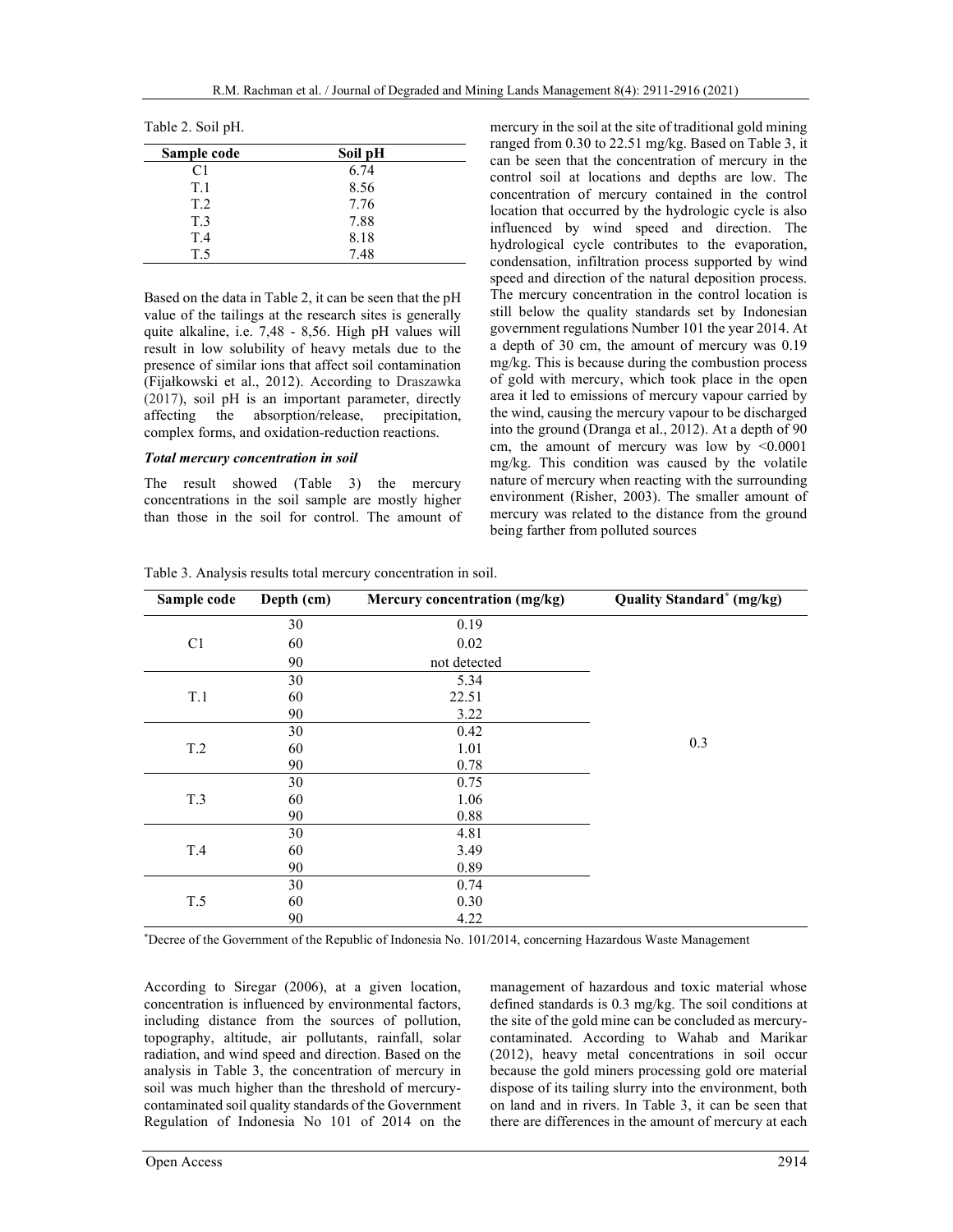Table 2. Soil pH.

| Sample code | Soil pH |
|---|---|
| C1 | 6.74 |
| T.1 | 8.56 |
| T.2 | 7.76 |
| T.3 | 7.88 |
| T.4 | 8.18 |
| T.5 | 7.48 |

Based on the data in Table 2, it can be seen that the pH value of the tailings at the research sites is generally quite alkaline, i.e. 7,48 - 8,56. High pH values will result in low solubility of heavy metals due to the presence of similar ions that affect soil contamination (Fijałkowski et al., 2012). According to Draszawka (2017), soil pH is an important parameter, directly affecting the absorption/release, precipitation, complex forms, and oxidation-reduction reactions.

### *Total mercury concentration in soil*

The result showed (Table 3) the mercury concentrations in the soil sample are mostly higher than those in the soil for control. The amount of mercury in the soil at the site of traditional gold mining ranged from 0.30 to 22.51 mg/kg. Based on Table 3, it can be seen that the concentration of mercury in the control soil at locations and depths are low. The concentration of mercury contained in the control location that occurred by the hydrologic cycle is also influenced by wind speed and direction. The hydrological cycle contributes to the evaporation, condensation, infiltration process supported by wind speed and direction of the natural deposition process. The mercury concentration in the control location is still below the quality standards set by Indonesian government regulations Number 101 the year 2014. At a depth of 30 cm, the amount of mercury was 0.19 mg/kg. This is because during the combustion process of gold with mercury, which took place in the open area it led to emissions of mercury vapour carried by the wind, causing the mercury vapour to be discharged into the ground (Dranga et al., 2012). At a depth of 90 cm, the amount of mercury was low by <0.0001 mg/kg. This condition was caused by the volatile nature of mercury when reacting with the surrounding environment (Risher, 2003). The smaller amount of mercury was related to the distance from the ground being farther from polluted sources

Table 3. Analysis results total mercury concentration in soil.

| Sample code | Depth (cm) | Mercury concentration (mg/kg) | Quality Standard* (mg/kg) |
|---|---|---|---|
| C1 | 30 | 0.19 | 0.3 |
| | 60 | 0.02 | |
| | 90 | not detected | |
| T.1 | 30 | 5.34 | |
| | 60 | 22.51 | |
| | 90 | 3.22 | |
| T.2 | 30 | 0.42 | |
| | 60 | 1.01 | |
| | 90 | 0.78 | |
| T.3 | 30 | 0.75 | |
| | 60 | 1.06 | |
| | 90 | 0.88 | |
| T.4 | 30 | 4.81 | |
| | 60 | 3.49 | |
| | 90 | 0.89 | |
| T.5 | 30 | 0.74 | |
| | 60 | 0.30 | |
| | 90 | 4.22 | |

*Decree of the Government of the Republic of Indonesia No. 101/2014, concerning Hazardous Waste Management

According to Siregar (2006), at a given location, concentration is influenced by environmental factors, including distance from the sources of pollution, topography, altitude, air pollutants, rainfall, solar radiation, and wind speed and direction. Based on the analysis in Table 3, the concentration of mercury in soil was much higher than the threshold of mercury-contaminated soil quality standards of the Government Regulation of Indonesia No 101 of 2014 on the management of hazardous and toxic material whose defined standards is 0.3 mg/kg. The soil conditions at the site of the gold mine can be concluded as mercury-contaminated. According to Wahab and Marikar (2012), heavy metal concentrations in soil occur because the gold miners processing gold ore material dispose of its tailing slurry into the environment, both on land and in rivers. In Table 3, it can be seen that there are differences in the amount of mercury at each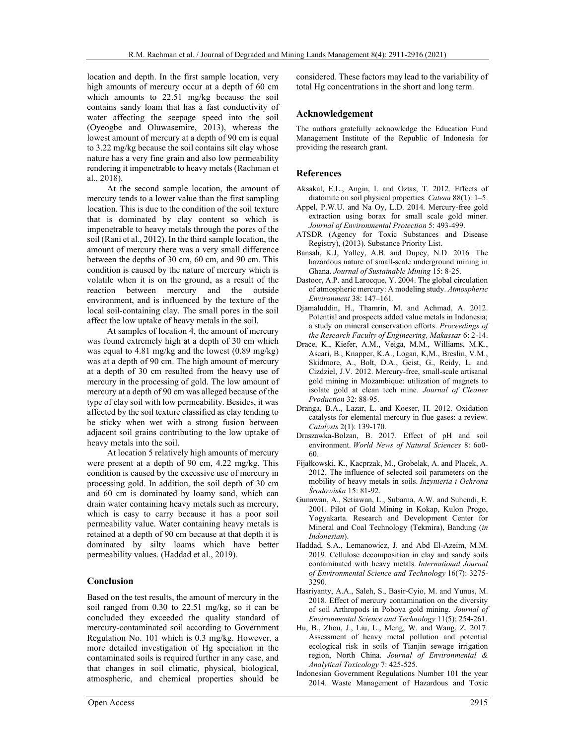location and depth. In the first sample location, very high amounts of mercury occur at a depth of 60 cm which amounts to 22.51 mg/kg because the soil contains sandy loam that has a fast conductivity of water affecting the seepage speed into the soil (Oyeogbe and Oluwasemire, 2013), whereas the lowest amount of mercury at a depth of 90 cm is equal to 3.22 mg/kg because the soil contains silt clay whose nature has a very fine grain and also low permeability rendering it impenetrable to heavy metals (Rachman et al., 2018).

At the second sample location, the amount of mercury tends to a lower value than the first sampling location. This is due to the condition of the soil texture that is dominated by clay content so which is impenetrable to heavy metals through the pores of the soil (Rani et al., 2012). In the third sample location, the amount of mercury there was a very small difference between the depths of 30 cm, 60 cm, and 90 cm. This condition is caused by the nature of mercury which is volatile when it is on the ground, as a result of the reaction between mercury and the outside environment, and is influenced by the texture of the local soil-containing clay. The small pores in the soil affect the low uptake of heavy metals in the soil.

At samples of location 4, the amount of mercury was found extremely high at a depth of 30 cm which was equal to 4.81 mg/kg and the lowest (0.89 mg/kg) was at a depth of 90 cm. The high amount of mercury at a depth of 30 cm resulted from the heavy use of mercury in the processing of gold. The low amount of mercury at a depth of 90 cm was alleged because of the type of clay soil with low permeability. Besides, it was affected by the soil texture classified as clay tending to be sticky when wet with a strong fusion between adjacent soil grains contributing to the low uptake of heavy metals into the soil.

At location 5 relatively high amounts of mercury were present at a depth of 90 cm, 4.22 mg/kg. This condition is caused by the excessive use of mercury in processing gold. In addition, the soil depth of 30 cm and 60 cm is dominated by loamy sand, which can drain water containing heavy metals such as mercury, which is easy to carry because it has a poor soil permeability value. Water containing heavy metals is retained at a depth of 90 cm because at that depth it is dominated by silty loams which have better permeability values. (Haddad et al., 2019).

## Conclusion

Based on the test results, the amount of mercury in the soil ranged from 0.30 to 22.51 mg/kg, so it can be concluded they exceeded the quality standard of mercury-contaminated soil according to Government Regulation No. 101 which is 0.3 mg/kg. However, a more detailed investigation of Hg speciation in the contaminated soils is required further in any case, and that changes in soil climatic, physical, biological, atmospheric, and chemical properties should be considered. These factors may lead to the variability of total Hg concentrations in the short and long term.

## Acknowledgement

The authors gratefully acknowledge the Education Fund Management Institute of the Republic of Indonesia for providing the research grant.

## References

Aksakal, E.L., Angin, I. and Oztas, T. 2012. Effects of diatomite on soil physical properties. *Catena* 88(1): 1–5.

Appel, P.W.U. and Na Oy, L.D. 2014. Mercury-free gold extraction using borax for small scale gold miner. *Journal of Environmental Protection* 5: 493-499.

ATSDR (Agency for Toxic Substances and Disease Registry), (2013). Substance Priority List.

Bansah, K.J, Yalley, A.B. and Dupey, N.D. 2016. The hazardous nature of small-scale underground mining in Ghana. *Journal of Sustainable Mining* 15: 8-25.

Dastoor, A.P. and Larocque, Y. 2004. The global circulation of atmospheric mercury: A modeling study. *Atmospheric Environment* 38: 147–161.

Djamaluddin, H., Thamrin, M. and Achmad, A. 2012. Potential and prospects added value metals in Indonesia; a study on mineral conservation efforts. *Proceedings of the Research Faculty of Engineering, Makassar* 6: 2-14.

Drace, K., Kiefer, A.M., Veiga, M.M., Williams, M.K., Ascari, B., Knapper, K.A., Logan, K,M., Breslin, V.M., Skidmore, A., Bolt, D.A., Geist, G., Reidy, L. and Cizdziel, J.V. 2012. Mercury-free, small-scale artisanal gold mining in Mozambique: utilization of magnets to isolate gold at clean tech mine. *Journal of Cleaner Production* 32: 88-95.

Dranga, B.A., Lazar, L. and Koeser, H. 2012. Oxidation catalysts for elemental mercury in flue gases: a review. *Catalysts* 2(1): 139-170.

Draszawka-Bolzan, B. 2017. Effect of pH and soil environment. *World News of Natural Sciences* 8: 6o0-60.

Fijałkowski, K., Kacprzak, M., Grobelak, A. and Placek, A. 2012. The influence of selected soil parameters on the mobility of heavy metals in soils. *Inżynieria i Ochrona Środowiska* 15: 81-92.

Gunawan, A., Setiawan, L., Subarna, A.W. and Suhendi, E. 2001. Pilot of Gold Mining in Kokap, Kulon Progo, Yogyakarta. Research and Development Center for Mineral and Coal Technology (Tekmira), Bandung (*in Indonesian*).

Haddad, S.A., Lemanowicz, J. and Abd El-Azeim, M.M. 2019. Cellulose decomposition in clay and sandy soils contaminated with heavy metals. *International Journal of Environmental Science and Technology* 16(7): 3275-3290.

Hasriyanty, A.A., Saleh, S., Basir-Cyio, M. and Yunus, M. 2018. Effect of mercury contamination on the diversity of soil Arthropods in Poboya gold mining. *Journal of Environmental Science and Technology* 11(5): 254-261.

Hu, B., Zhou, J., Liu, L., Meng, W. and Wang, Z. 2017. Assessment of heavy metal pollution and potential ecological risk in soils of Tianjin sewage irrigation region, North China. *Journal of Environmental & Analytical Toxicology* 7: 425-525.

Indonesian Government Regulations Number 101 the year 2014. Waste Management of Hazardous and Toxic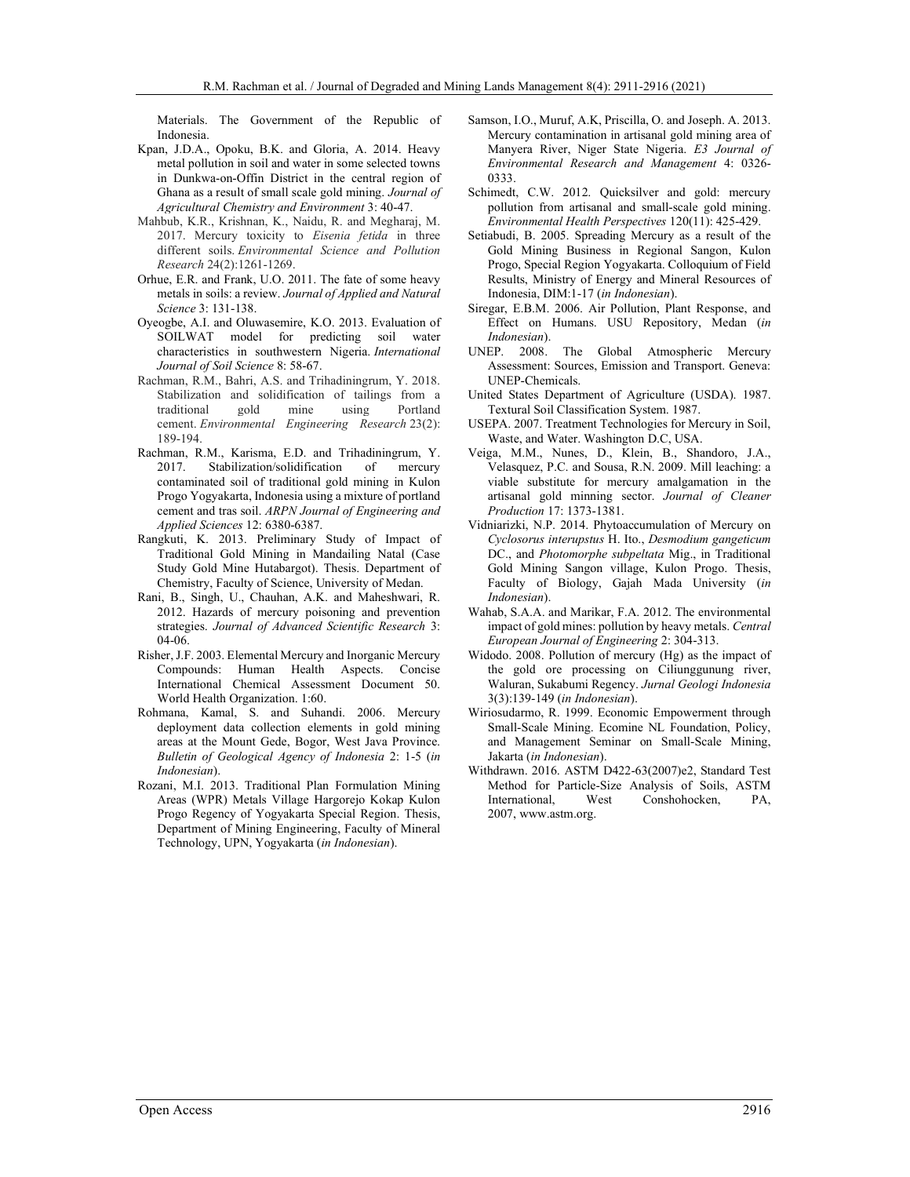Materials. The Government of the Republic of Indonesia.

Kpan, J.D.A., Opoku, B.K. and Gloria, A. 2014. Heavy metal pollution in soil and water in some selected towns in Dunkwa-on-Offin District in the central region of Ghana as a result of small scale gold mining. *Journal of Agricultural Chemistry and Environment* 3: 40-47.

Mahbub, K.R., Krishnan, K., Naidu, R. and Megharaj, M. 2017. Mercury toxicity to *Eisenia fetida* in three different soils. *Environmental Science and Pollution Research* 24(2):1261-1269.

Orhue, E.R. and Frank, U.O. 2011. The fate of some heavy metals in soils: a review. *Journal of Applied and Natural Science* 3: 131-138.

Oyeogbe, A.I. and Oluwasemire, K.O. 2013. Evaluation of SOILWAT model for predicting soil water characteristics in southwestern Nigeria. *International Journal of Soil Science* 8: 58-67.

Rachman, R.M., Bahri, A.S. and Trihadiningrum, Y. 2018. Stabilization and solidification of tailings from a traditional gold mine using Portland cement. *Environmental Engineering Research* 23(2): 189-194.

Rachman, R.M., Karisma, E.D. and Trihadiningrum, Y. 2017. Stabilization/solidification of mercury contaminated soil of traditional gold mining in Kulon Progo Yogyakarta, Indonesia using a mixture of portland cement and tras soil. *ARPN Journal of Engineering and Applied Sciences* 12: 6380-6387.

Rangkuti, K. 2013. Preliminary Study of Impact of Traditional Gold Mining in Mandailing Natal (Case Study Gold Mine Hutabargot). Thesis. Department of Chemistry, Faculty of Science, University of Medan.

Rani, B., Singh, U., Chauhan, A.K. and Maheshwari, R. 2012. Hazards of mercury poisoning and prevention strategies. *Journal of Advanced Scientific Research* 3: 04-06.

Risher, J.F. 2003. Elemental Mercury and Inorganic Mercury Compounds: Human Health Aspects. Concise International Chemical Assessment Document 50. World Health Organization. 1:60.

Rohmana, Kamal, S. and Suhandi. 2006. Mercury deployment data collection elements in gold mining areas at the Mount Gede, Bogor, West Java Province. *Bulletin of Geological Agency of Indonesia* 2: 1-5 (*in Indonesian*).

Rozani, M.I. 2013. Traditional Plan Formulation Mining Areas (WPR) Metals Village Hargorejo Kokap Kulon Progo Regency of Yogyakarta Special Region. Thesis, Department of Mining Engineering, Faculty of Mineral Technology, UPN, Yogyakarta (*in Indonesian*).

Samson, I.O., Muruf, A.K, Priscilla, O. and Joseph. A. 2013. Mercury contamination in artisanal gold mining area of Manyera River, Niger State Nigeria. *E3 Journal of Environmental Research and Management* 4: 0326-0333.

Schimedt, C.W. 2012. Quicksilver and gold: mercury pollution from artisanal and small-scale gold mining. *Environmental Health Perspectives* 120(11): 425-429.

Setiabudi, B. 2005. Spreading Mercury as a result of the Gold Mining Business in Regional Sangon, Kulon Progo, Special Region Yogyakarta. Colloquium of Field Results, Ministry of Energy and Mineral Resources of Indonesia, DIM:1-17 (*in Indonesian*).

Siregar, E.B.M. 2006. Air Pollution, Plant Response, and Effect on Humans. USU Repository, Medan (*in Indonesian*).

UNEP. 2008. The Global Atmospheric Mercury Assessment: Sources, Emission and Transport. Geneva: UNEP-Chemicals.

United States Department of Agriculture (USDA). 1987. Textural Soil Classification System. 1987.

USEPA. 2007. Treatment Technologies for Mercury in Soil, Waste, and Water. Washington D.C, USA.

Veiga, M.M., Nunes, D., Klein, B., Shandoro, J.A., Velasquez, P.C. and Sousa, R.N. 2009. Mill leaching: a viable substitute for mercury amalgamation in the artisanal gold minning sector. *Journal of Cleaner Production* 17: 1373-1381.

Vidniarizki, N.P. 2014. Phytoaccumulation of Mercury on *Cyclosorus interupstus* H. Ito., *Desmodium gangeticum* DC., and *Photomorphe subpeltata* Mig., in Traditional Gold Mining Sangon village, Kulon Progo. Thesis, Faculty of Biology, Gajah Mada University (*in Indonesian*).

Wahab, S.A.A. and Marikar, F.A. 2012. The environmental impact of gold mines: pollution by heavy metals. *Central European Journal of Engineering* 2: 304-313.

Widodo. 2008. Pollution of mercury (Hg) as the impact of the gold ore processing on Ciliunggunung river, Waluran, Sukabumi Regency. *Jurnal Geologi Indonesia* 3(3):139-149 (*in Indonesian*).

Wiriosudarmo, R. 1999. Economic Empowerment through Small-Scale Mining. Ecomine NL Foundation, Policy, and Management Seminar on Small-Scale Mining, Jakarta (*in Indonesian*).

Withdrawn. 2016. ASTM D422-63(2007)e2, Standard Test Method for Particle-Size Analysis of Soils, ASTM International, West Conshohocken, PA, 2007, www.astm.org.